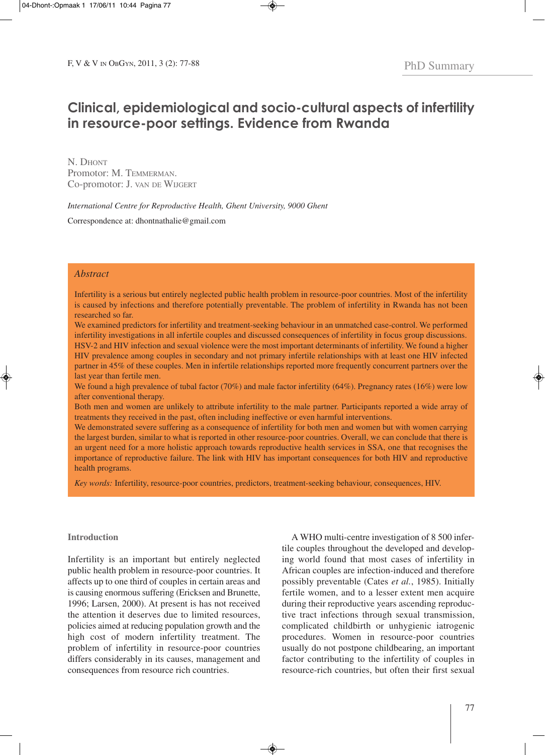PhD Summary

# Clinical, epidemiological and socio-cultural aspects of infertility in resource-poor settings. Evidence from Rwanda

N. Dhont
Promotor: M. Temmerman.
Co-promotor: J. van de Wijgert

*International Centre for Reproductive Health, Ghent University, 9000 Ghent*

Correspondence at: dhontnathalie@gmail.com

## Abstract

Infertility is a serious but entirely neglected public health problem in resource-poor countries. Most of the infertility is caused by infections and therefore potentially preventable. The problem of infertility in Rwanda has not been researched so far.

We examined predictors for infertility and treatment-seeking behaviour in an unmatched case-control. We performed infertility investigations in all infertile couples and discussed consequences of infertility in focus group discussions. HSV-2 and HIV infection and sexual violence were the most important determinants of infertility. We found a higher HIV prevalence among couples in secondary and not primary infertile relationships with at least one HIV infected partner in 45% of these couples. Men in infertile relationships reported more frequently concurrent partners over the last year than fertile men.

We found a high prevalence of tubal factor (70%) and male factor infertility (64%). Pregnancy rates (16%) were low after conventional therapy.

Both men and women are unlikely to attribute infertility to the male partner. Participants reported a wide array of treatments they received in the past, often including ineffective or even harmful interventions.

We demonstrated severe suffering as a consequence of infertility for both men and women but with women carrying the largest burden, similar to what is reported in other resource-poor countries. Overall, we can conclude that there is an urgent need for a more holistic approach towards reproductive health services in SSA, one that recognises the importance of reproductive failure. The link with HIV has important consequences for both HIV and reproductive health programs.

*Key words:* Infertility, resource-poor countries, predictors, treatment-seeking behaviour, consequences, HIV.

## Introduction

Infertility is an important but entirely neglected public health problem in resource-poor countries. It affects up to one third of couples in certain areas and is causing enormous suffering (Ericksen and Brunette, 1996; Larsen, 2000). At present is has not received the attention it deserves due to limited resources, policies aimed at reducing population growth and the high cost of modern infertility treatment. The problem of infertility in resource-poor countries differs considerably in its causes, management and consequences from resource rich countries.

A WHO multi-centre investigation of 8 500 infertile couples throughout the developed and developing world found that most cases of infertility in African couples are infection-induced and therefore possibly preventable (Cates *et al.*, 1985). Initially fertile women, and to a lesser extent men acquire during their reproductive years ascending reproductive tract infections through sexual transmission, complicated childbirth or unhygienic iatrogenic procedures. Women in resource-poor countries usually do not postpone childbearing, an important factor contributing to the infertility of couples in resource-rich countries, but often their first sexual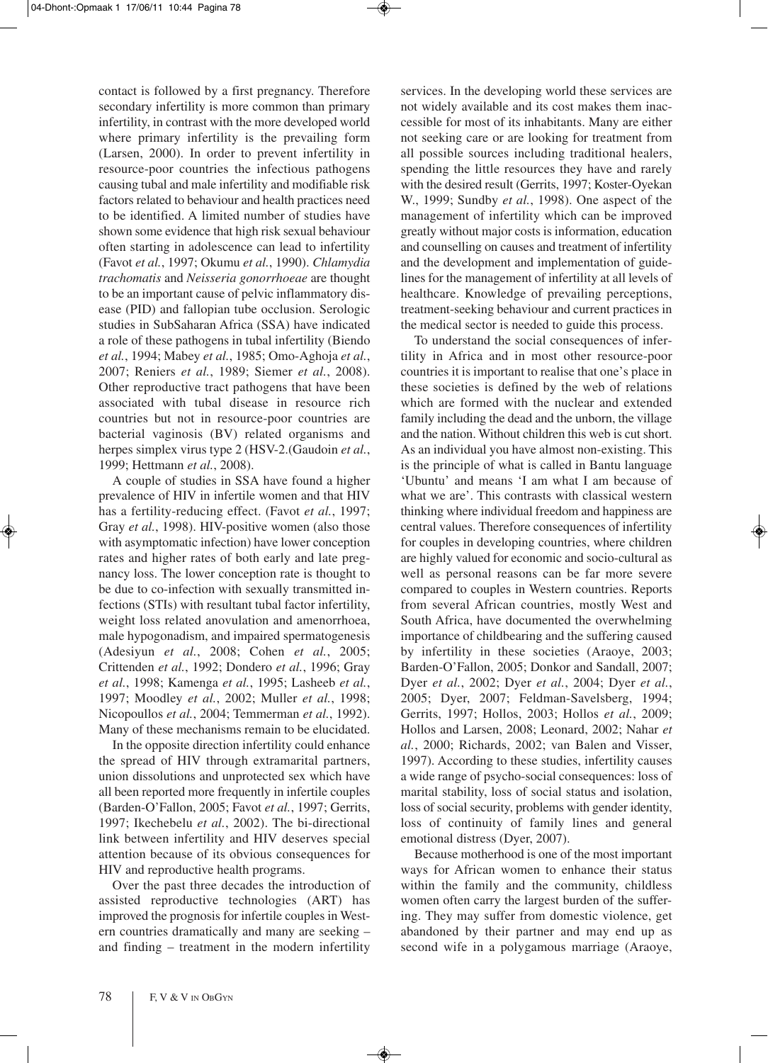contact is followed by a first pregnancy. Therefore secondary infertility is more common than primary infertility, in contrast with the more developed world where primary infertility is the prevailing form (Larsen, 2000). In order to prevent infertility in resource-poor countries the infectious pathogens causing tubal and male infertility and modifiable risk factors related to behaviour and health practices need to be identified. A limited number of studies have shown some evidence that high risk sexual behaviour often starting in adolescence can lead to infertility (Favot *et al.*, 1997; Okumu *et al.*, 1990). *Chlamydia trachomatis* and *Neisseria gonorrhoeae* are thought to be an important cause of pelvic inflammatory disease (PID) and fallopian tube occlusion. Serologic studies in SubSaharan Africa (SSA) have indicated a role of these pathogens in tubal infertility (Biendo *et al.*, 1994; Mabey *et al.*, 1985; Omo-Aghoja *et al.*, 2007; Reniers *et al.*, 1989; Siemer *et al.*, 2008). Other reproductive tract pathogens that have been associated with tubal disease in resource rich countries but not in resource-poor countries are bacterial vaginosis (BV) related organisms and herpes simplex virus type 2 (HSV-2.(Gaudoin *et al.*, 1999; Hettmann *et al.*, 2008).

A couple of studies in SSA have found a higher prevalence of HIV in infertile women and that HIV has a fertility-reducing effect. (Favot *et al.*, 1997; Gray *et al.*, 1998). HIV-positive women (also those with asymptomatic infection) have lower conception rates and higher rates of both early and late pregnancy loss. The lower conception rate is thought to be due to co-infection with sexually transmitted infections (STIs) with resultant tubal factor infertility, weight loss related anovulation and amenorrhoea, male hypogonadism, and impaired spermatogenesis (Adesiyun *et al.*, 2008; Cohen *et al.*, 2005; Crittenden *et al.*, 1992; Dondero *et al.*, 1996; Gray *et al.*, 1998; Kamenga *et al.*, 1995; Lasheeb *et al.*, 1997; Moodley *et al.*, 2002; Muller *et al.*, 1998; Nicopoullos *et al.*, 2004; Temmerman *et al.*, 1992). Many of these mechanisms remain to be elucidated.

In the opposite direction infertility could enhance the spread of HIV through extramarital partners, union dissolutions and unprotected sex which have all been reported more frequently in infertile couples (Barden-O'Fallon, 2005; Favot *et al.*, 1997; Gerrits, 1997; Ikechebelu *et al.*, 2002). The bi-directional link between infertility and HIV deserves special attention because of its obvious consequences for HIV and reproductive health programs.

Over the past three decades the introduction of assisted reproductive technologies (ART) has improved the prognosis for infertile couples in Western countries dramatically and many are seeking – and finding – treatment in the modern infertility services. In the developing world these services are not widely available and its cost makes them inaccessible for most of its inhabitants. Many are either not seeking care or are looking for treatment from all possible sources including traditional healers, spending the little resources they have and rarely with the desired result (Gerrits, 1997; Koster-Oyekan W., 1999; Sundby *et al.*, 1998). One aspect of the management of infertility which can be improved greatly without major costs is information, education and counselling on causes and treatment of infertility and the development and implementation of guidelines for the management of infertility at all levels of healthcare. Knowledge of prevailing perceptions, treatment-seeking behaviour and current practices in the medical sector is needed to guide this process.

To understand the social consequences of infertility in Africa and in most other resource-poor countries it is important to realise that one's place in these societies is defined by the web of relations which are formed with the nuclear and extended family including the dead and the unborn, the village and the nation. Without children this web is cut short. As an individual you have almost non-existing. This is the principle of what is called in Bantu language 'Ubuntu' and means 'I am what I am because of what we are'. This contrasts with classical western thinking where individual freedom and happiness are central values. Therefore consequences of infertility for couples in developing countries, where children are highly valued for economic and socio-cultural as well as personal reasons can be far more severe compared to couples in Western countries. Reports from several African countries, mostly West and South Africa, have documented the overwhelming importance of childbearing and the suffering caused by infertility in these societies (Araoye, 2003; Barden-O'Fallon, 2005; Donkor and Sandall, 2007; Dyer *et al.*, 2002; Dyer *et al.*, 2004; Dyer *et al.*, 2005; Dyer, 2007; Feldman-Savelsberg, 1994; Gerrits, 1997; Hollos, 2003; Hollos *et al.*, 2009; Hollos and Larsen, 2008; Leonard, 2002; Nahar *et al.*, 2000; Richards, 2002; van Balen and Visser, 1997). According to these studies, infertility causes a wide range of psycho-social consequences: loss of marital stability, loss of social status and isolation, loss of social security, problems with gender identity, loss of continuity of family lines and general emotional distress (Dyer, 2007).

Because motherhood is one of the most important ways for African women to enhance their status within the family and the community, childless women often carry the largest burden of the suffering. They may suffer from domestic violence, get abandoned by their partner and may end up as second wife in a polygamous marriage (Araoye,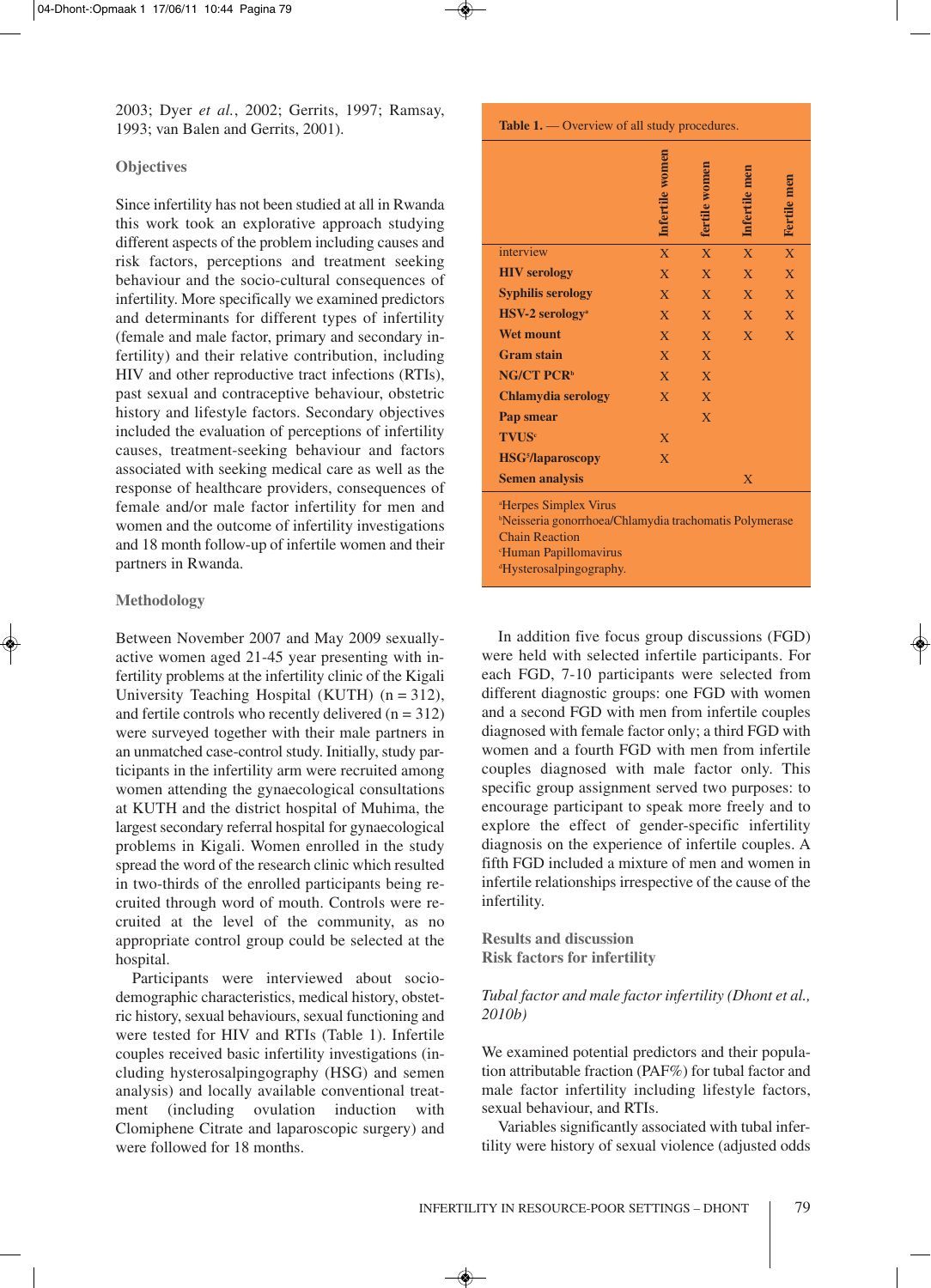2003; Dyer *et al.*, 2002; Gerrits, 1997; Ramsay, 1993; van Balen and Gerrits, 2001).

### Objectives

Since infertility has not been studied at all in Rwanda this work took an explorative approach studying different aspects of the problem including causes and risk factors, perceptions and treatment seeking behaviour and the socio-cultural consequences of infertility. More specifically we examined predictors and determinants for different types of infertility (female and male factor, primary and secondary infertility) and their relative contribution, including HIV and other reproductive tract infections (RTIs), past sexual and contraceptive behaviour, obstetric history and lifestyle factors. Secondary objectives included the evaluation of perceptions of infertility causes, treatment-seeking behaviour and factors associated with seeking medical care as well as the response of healthcare providers, consequences of female and/or male factor infertility for men and women and the outcome of infertility investigations and 18 month follow-up of infertile women and their partners in Rwanda.

### Methodology

Between November 2007 and May 2009 sexually-active women aged 21-45 year presenting with infertility problems at the infertility clinic of the Kigali University Teaching Hospital (KUTH) (n = 312), and fertile controls who recently delivered (n = 312) were surveyed together with their male partners in an unmatched case-control study. Initially, study participants in the infertility arm were recruited among women attending the gynaecological consultations at KUTH and the district hospital of Muhima, the largest secondary referral hospital for gynaecological problems in Kigali. Women enrolled in the study spread the word of the research clinic which resulted in two-thirds of the enrolled participants being recruited through word of mouth. Controls were recruited at the level of the community, as no appropriate control group could be selected at the hospital.

Participants were interviewed about sociodemographic characteristics, medical history, obstetric history, sexual behaviours, sexual functioning and were tested for HIV and RTIs (Table 1). Infertile couples received basic infertility investigations (including hysterosalpingography (HSG) and semen analysis) and locally available conventional treatment (including ovulation induction with Clomiphene Citrate and laparoscopic surgery) and were followed for 18 months.

**Table 1.** — Overview of all study procedures.

| | Infertile women | fertile women | Infertile men | Fertile men |
|---|---|---|---|---|
| interview | X | X | X | X |
| **HIV serology** | X | X | X | X |
| **Syphilis serology** | X | X | X | X |
| **HSV-2 serology**[a] | X | X | X | X |
| **Wet mount** | X | X | X | X |
| **Gram stain** | X | X | | |
| **NG/CT PCR**[b] | X | X | | |
| **Chlamydia serology** | X | X | | |
| **Pap smear** | | X | | |
| **TVUS**[c] | X | | | |
| **HSG**[d]**/laparoscopy** | X | | | |
| **Semen analysis** | | | X | |

[a]Herpes Simplex Virus
[b]Neisseria gonorrhoea/Chlamydia trachomatis Polymerase Chain Reaction
[c]Human Papillomavirus
[d]Hysterosalpingography.

In addition five focus group discussions (FGD) were held with selected infertile participants. For each FGD, 7-10 participants were selected from different diagnostic groups: one FGD with women and a second FGD with men from infertile couples diagnosed with female factor only; a third FGD with women and a fourth FGD with men from infertile couples diagnosed with male factor only. This specific group assignment served two purposes: to encourage participant to speak more freely and to explore the effect of gender-specific infertility diagnosis on the experience of infertile couples. A fifth FGD included a mixture of men and women in infertile relationships irrespective of the cause of the infertility.

### Results and discussion

### Risk factors for infertility

*Tubal factor and male factor infertility (Dhont et al., 2010b)*

We examined potential predictors and their population attributable fraction (PAF%) for tubal factor and male factor infertility including lifestyle factors, sexual behaviour, and RTIs.

Variables significantly associated with tubal infertility were history of sexual violence (adjusted odds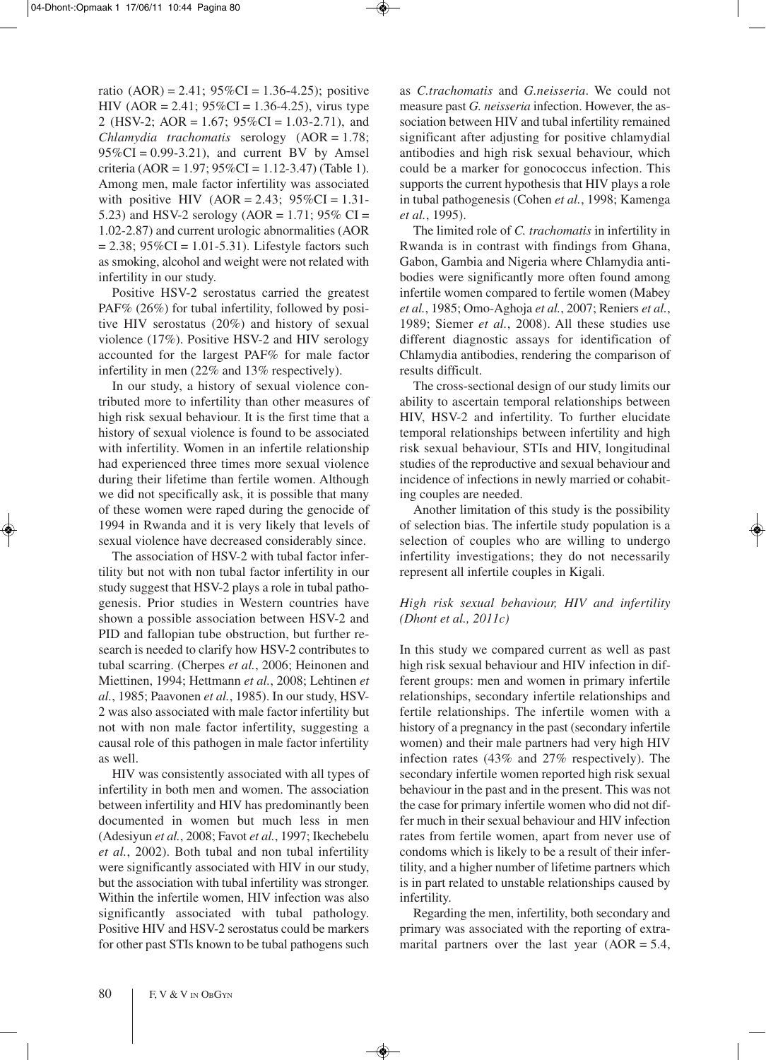ratio (AOR) = 2.41; 95%CI = 1.36-4.25); positive HIV (AOR = 2.41; 95%CI = 1.36-4.25), virus type 2 (HSV-2; AOR = 1.67; 95%CI = 1.03-2.71), and *Chlamydia trachomatis* serology (AOR = 1.78; 95%CI = 0.99-3.21), and current BV by Amsel criteria (AOR = 1.97; 95%CI = 1.12-3.47) (Table 1). Among men, male factor infertility was associated with positive HIV (AOR = 2.43; 95%CI = 1.31-5.23) and HSV-2 serology (AOR = 1.71; 95% CI = 1.02-2.87) and current urologic abnormalities (AOR = 2.38; 95%CI = 1.01-5.31). Lifestyle factors such as smoking, alcohol and weight were not related with infertility in our study.

Positive HSV-2 serostatus carried the greatest PAF% (26%) for tubal infertility, followed by positive HIV serostatus (20%) and history of sexual violence (17%). Positive HSV-2 and HIV serology accounted for the largest PAF% for male factor infertility in men (22% and 13% respectively).

In our study, a history of sexual violence contributed more to infertility than other measures of high risk sexual behaviour. It is the first time that a history of sexual violence is found to be associated with infertility. Women in an infertile relationship had experienced three times more sexual violence during their lifetime than fertile women. Although we did not specifically ask, it is possible that many of these women were raped during the genocide of 1994 in Rwanda and it is very likely that levels of sexual violence have decreased considerably since.

The association of HSV-2 with tubal factor infertility but not with non tubal factor infertility in our study suggest that HSV-2 plays a role in tubal pathogenesis. Prior studies in Western countries have shown a possible association between HSV-2 and PID and fallopian tube obstruction, but further research is needed to clarify how HSV-2 contributes to tubal scarring. (Cherpes *et al.*, 2006; Heinonen and Miettinen, 1994; Hettmann *et al.*, 2008; Lehtinen *et al.*, 1985; Paavonen *et al.*, 1985). In our study, HSV-2 was also associated with male factor infertility but not with non male factor infertility, suggesting a causal role of this pathogen in male factor infertility as well.

HIV was consistently associated with all types of infertility in both men and women. The association between infertility and HIV has predominantly been documented in women but much less in men (Adesiyun *et al.*, 2008; Favot *et al.*, 1997; Ikechebelu *et al.*, 2002). Both tubal and non tubal infertility were significantly associated with HIV in our study, but the association with tubal infertility was stronger. Within the infertile women, HIV infection was also significantly associated with tubal pathology. Positive HIV and HSV-2 serostatus could be markers for other past STIs known to be tubal pathogens such as *C.trachomatis* and *G.neisseria*. We could not measure past *G. neisseria* infection. However, the association between HIV and tubal infertility remained significant after adjusting for positive chlamydial antibodies and high risk sexual behaviour, which could be a marker for gonococcus infection. This supports the current hypothesis that HIV plays a role in tubal pathogenesis (Cohen *et al.*, 1998; Kamenga *et al.*, 1995).

The limited role of *C. trachomatis* in infertility in Rwanda is in contrast with findings from Ghana, Gabon, Gambia and Nigeria where Chlamydia antibodies were significantly more often found among infertile women compared to fertile women (Mabey *et al.*, 1985; Omo-Aghoja *et al.*, 2007; Reniers *et al.*, 1989; Siemer *et al.*, 2008). All these studies use different diagnostic assays for identification of Chlamydia antibodies, rendering the comparison of results difficult.

The cross-sectional design of our study limits our ability to ascertain temporal relationships between HIV, HSV-2 and infertility. To further elucidate temporal relationships between infertility and high risk sexual behaviour, STIs and HIV, longitudinal studies of the reproductive and sexual behaviour and incidence of infections in newly married or cohabiting couples are needed.

Another limitation of this study is the possibility of selection bias. The infertile study population is a selection of couples who are willing to undergo infertility investigations; they do not necessarily represent all infertile couples in Kigali.

### *High risk sexual behaviour, HIV and infertility (Dhont et al., 2011c)*

In this study we compared current as well as past high risk sexual behaviour and HIV infection in different groups: men and women in primary infertile relationships, secondary infertile relationships and fertile relationships. The infertile women with a history of a pregnancy in the past (secondary infertile women) and their male partners had very high HIV infection rates (43% and 27% respectively). The secondary infertile women reported high risk sexual behaviour in the past and in the present. This was not the case for primary infertile women who did not differ much in their sexual behaviour and HIV infection rates from fertile women, apart from never use of condoms which is likely to be a result of their infertility, and a higher number of lifetime partners which is in part related to unstable relationships caused by infertility.

Regarding the men, infertility, both secondary and primary was associated with the reporting of extramarital partners over the last year (AOR = 5.4,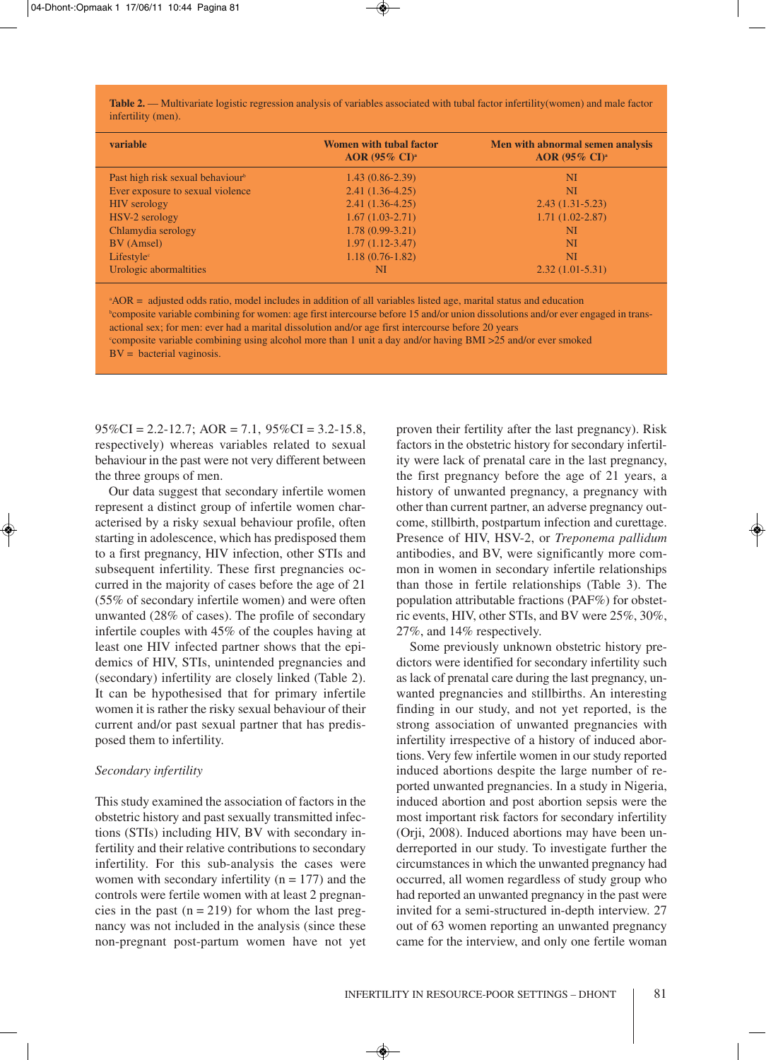**Table 2.** — Multivariate logistic regression analysis of variables associated with tubal factor infertility(women) and male factor infertility (men).

| variable | Women with tubal factor AOR (95% CI)[a] | Men with abnormal semen analysis AOR (95% CI)[a] |
|---|---|---|
| Past high risk sexual behaviour[b] | 1.43 (0.86-2.39) | NI |
| Ever exposure to sexual violence | 2.41 (1.36-4.25) | NI |
| HIV serology | 2.41 (1.36-4.25) | 2.43 (1.31-5.23) |
| HSV-2 serology | 1.67 (1.03-2.71) | 1.71 (1.02-2.87) |
| Chlamydia serology | 1.78 (0.99-3.21) | NI |
| BV (Amsel) | 1.97 (1.12-3.47) | NI |
| Lifestyle[c] | 1.18 (0.76-1.82) | NI |
| Urologic abormaltities | NI | 2.32 (1.01-5.31) |

[a]AOR = adjusted odds ratio, model includes in addition of all variables listed age, marital status and education
[b]composite variable combining for women: age first intercourse before 15 and/or union dissolutions and/or ever engaged in transactional sex; for men: ever had a marital dissolution and/or age first intercourse before 20 years
[c]composite variable combining using alcohol more than 1 unit a day and/or having BMI >25 and/or ever smoked
BV = bacterial vaginosis.

95%CI = 2.2-12.7; AOR = 7.1, 95%CI = 3.2-15.8, respectively) whereas variables related to sexual behaviour in the past were not very different between the three groups of men.

Our data suggest that secondary infertile women represent a distinct group of infertile women characterised by a risky sexual behaviour profile, often starting in adolescence, which has predisposed them to a first pregnancy, HIV infection, other STIs and subsequent infertility. These first pregnancies occurred in the majority of cases before the age of 21 (55% of secondary infertile women) and were often unwanted (28% of cases). The profile of secondary infertile couples with 45% of the couples having at least one HIV infected partner shows that the epidemics of HIV, STIs, unintended pregnancies and (secondary) infertility are closely linked (Table 2). It can be hypothesised that for primary infertile women it is rather the risky sexual behaviour of their current and/or past sexual partner that has predisposed them to infertility.

*Secondary infertility*

This study examined the association of factors in the obstetric history and past sexually transmitted infections (STIs) including HIV, BV with secondary infertility and their relative contributions to secondary infertility. For this sub-analysis the cases were women with secondary infertility (n = 177) and the controls were fertile women with at least 2 pregnancies in the past (n = 219) for whom the last pregnancy was not included in the analysis (since these non-pregnant post-partum women have not yet proven their fertility after the last pregnancy). Risk factors in the obstetric history for secondary infertility were lack of prenatal care in the last pregnancy, the first pregnancy before the age of 21 years, a history of unwanted pregnancy, a pregnancy with other than current partner, an adverse pregnancy outcome, stillbirth, postpartum infection and curettage. Presence of HIV, HSV-2, or *Treponema pallidum* antibodies, and BV, were significantly more common in women in secondary infertile relationships than those in fertile relationships (Table 3). The population attributable fractions (PAF%) for obstetric events, HIV, other STIs, and BV were 25%, 30%, 27%, and 14% respectively.

Some previously unknown obstetric history predictors were identified for secondary infertility such as lack of prenatal care during the last pregnancy, unwanted pregnancies and stillbirths. An interesting finding in our study, and not yet reported, is the strong association of unwanted pregnancies with infertility irrespective of a history of induced abortions. Very few infertile women in our study reported induced abortions despite the large number of reported unwanted pregnancies. In a study in Nigeria, induced abortion and post abortion sepsis were the most important risk factors for secondary infertility (Orji, 2008). Induced abortions may have been underreported in our study. To investigate further the circumstances in which the unwanted pregnancy had occurred, all women regardless of study group who had reported an unwanted pregnancy in the past were invited for a semi-structured in-depth interview. 27 out of 63 women reporting an unwanted pregnancy came for the interview, and only one fertile woman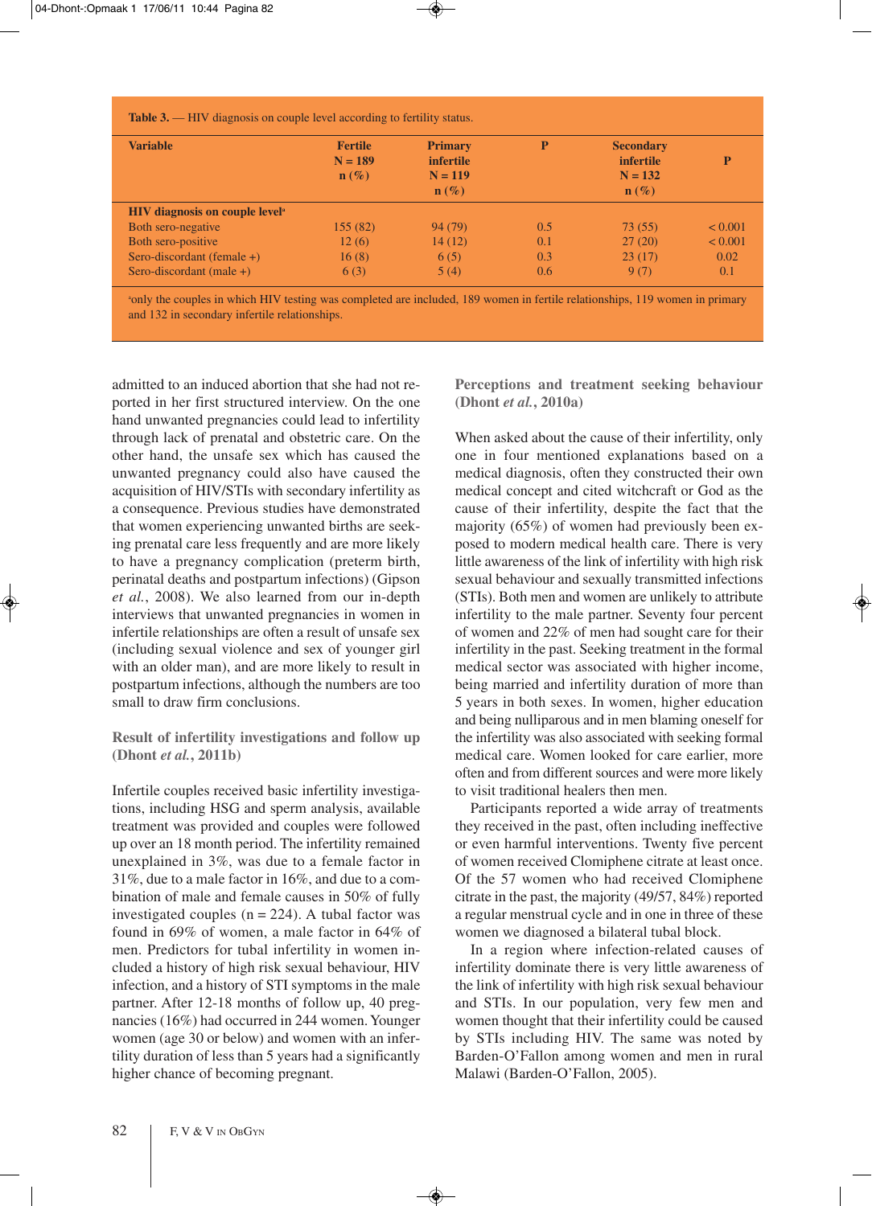**Table 3.** — HIV diagnosis on couple level according to fertility status.

| Variable | Fertile N = 189 n (%) | Primary infertile N = 119 n (%) | P | Secondary infertile N = 132 n (%) | P |
|---|---|---|---|---|---|
| **HIV diagnosis on couple level**[a] | | | | | |
| Both sero-negative | 155 (82) | 94 (79) | 0.5 | 73 (55) | < 0.001 |
| Both sero-positive | 12 (6) | 14 (12) | 0.1 | 27 (20) | < 0.001 |
| Sero-discordant (female +) | 16 (8) | 6 (5) | 0.3 | 23 (17) | 0.02 |
| Sero-discordant (male +) | 6 (3) | 5 (4) | 0.6 | 9 (7) | 0.1 |

[a]only the couples in which HIV testing was completed are included, 189 women in fertile relationships, 119 women in primary and 132 in secondary infertile relationships.

admitted to an induced abortion that she had not reported in her first structured interview. On the one hand unwanted pregnancies could lead to infertility through lack of prenatal and obstetric care. On the other hand, the unsafe sex which has caused the unwanted pregnancy could also have caused the acquisition of HIV/STIs with secondary infertility as a consequence. Previous studies have demonstrated that women experiencing unwanted births are seeking prenatal care less frequently and are more likely to have a pregnancy complication (preterm birth, perinatal deaths and postpartum infections) (Gipson *et al.*, 2008). We also learned from our in-depth interviews that unwanted pregnancies in women in infertile relationships are often a result of unsafe sex (including sexual violence and sex of younger girl with an older man), and are more likely to result in postpartum infections, although the numbers are too small to draw firm conclusions.

### Result of infertility investigations and follow up (Dhont *et al.*, 2011b)

Infertile couples received basic infertility investigations, including HSG and sperm analysis, available treatment was provided and couples were followed up over an 18 month period. The infertility remained unexplained in 3%, was due to a female factor in 31%, due to a male factor in 16%, and due to a combination of male and female causes in 50% of fully investigated couples (n = 224). A tubal factor was found in 69% of women, a male factor in 64% of men. Predictors for tubal infertility in women included a history of high risk sexual behaviour, HIV infection, and a history of STI symptoms in the male partner. After 12-18 months of follow up, 40 pregnancies (16%) had occurred in 244 women. Younger women (age 30 or below) and women with an infertility duration of less than 5 years had a significantly higher chance of becoming pregnant.

### Perceptions and treatment seeking behaviour (Dhont *et al.*, 2010a)

When asked about the cause of their infertility, only one in four mentioned explanations based on a medical diagnosis, often they constructed their own medical concept and cited witchcraft or God as the cause of their infertility, despite the fact that the majority (65%) of women had previously been exposed to modern medical health care. There is very little awareness of the link of infertility with high risk sexual behaviour and sexually transmitted infections (STIs). Both men and women are unlikely to attribute infertility to the male partner. Seventy four percent of women and 22% of men had sought care for their infertility in the past. Seeking treatment in the formal medical sector was associated with higher income, being married and infertility duration of more than 5 years in both sexes. In women, higher education and being nulliparous and in men blaming oneself for the infertility was also associated with seeking formal medical care. Women looked for care earlier, more often and from different sources and were more likely to visit traditional healers then men.

Participants reported a wide array of treatments they received in the past, often including ineffective or even harmful interventions. Twenty five percent of women received Clomiphene citrate at least once. Of the 57 women who had received Clomiphene citrate in the past, the majority (49/57, 84%) reported a regular menstrual cycle and in one in three of these women we diagnosed a bilateral tubal block.

In a region where infection-related causes of infertility dominate there is very little awareness of the link of infertility with high risk sexual behaviour and STIs. In our population, very few men and women thought that their infertility could be caused by STIs including HIV. The same was noted by Barden-O'Fallon among women and men in rural Malawi (Barden-O'Fallon, 2005).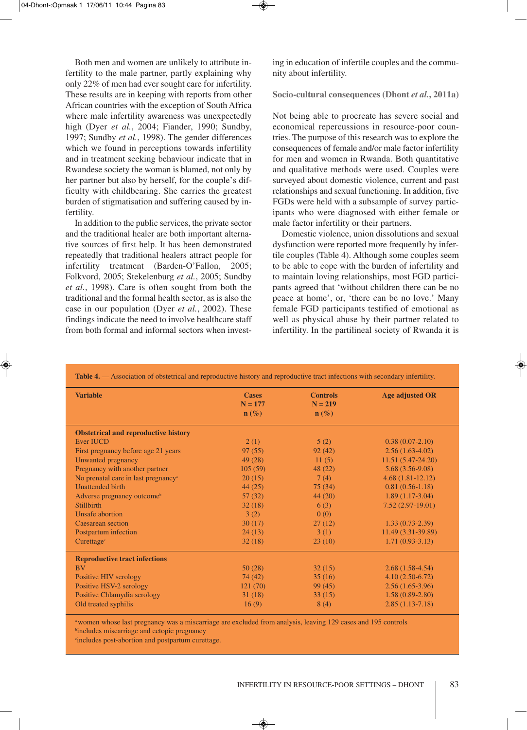Both men and women are unlikely to attribute infertility to the male partner, partly explaining why only 22% of men had ever sought care for infertility. These results are in keeping with reports from other African countries with the exception of South Africa where male infertility awareness was unexpectedly high (Dyer *et al.*, 2004; Fiander, 1990; Sundby, 1997; Sundby *et al.*, 1998). The gender differences which we found in perceptions towards infertility and in treatment seeking behaviour indicate that in Rwandese society the woman is blamed, not only by her partner but also by herself, for the couple's difficulty with childbearing. She carries the greatest burden of stigmatisation and suffering caused by infertility.

In addition to the public services, the private sector and the traditional healer are both important alternative sources of first help. It has been demonstrated repeatedly that traditional healers attract people for infertility treatment (Barden-O'Fallon, 2005; Folkvord, 2005; Stekelenburg *et al.*, 2005; Sundby *et al.*, 1998). Care is often sought from both the traditional and the formal health sector, as is also the case in our population (Dyer *et al.*, 2002). These findings indicate the need to involve healthcare staff from both formal and informal sectors when investing in education of infertile couples and the community about infertility.

### Socio-cultural consequences (Dhont *et al.*, 2011a)

Not being able to procreate has severe social and economical repercussions in resource-poor countries. The purpose of this research was to explore the consequences of female and/or male factor infertility for men and women in Rwanda. Both quantitative and qualitative methods were used. Couples were surveyed about domestic violence, current and past relationships and sexual functioning. In addition, five FGDs were held with a subsample of survey participants who were diagnosed with either female or male factor infertility or their partners.

Domestic violence, union dissolutions and sexual dysfunction were reported more frequently by infertile couples (Table 4). Although some couples seem to be able to cope with the burden of infertility and to maintain loving relationships, most FGD participants agreed that 'without children there can be no peace at home', or, 'there can be no love.' Many female FGD participants testified of emotional as well as physical abuse by their partner related to infertility. In the partilineal society of Rwanda it is

**Table 4.** — Association of obstetrical and reproductive history and reproductive tract infections with secondary infertility.

| Variable | Cases N = 177 n (%) | Controls N = 219 n (%) | Age adjusted OR |
|---|---|---|---|
| **Obstetrical and reproductive history** | | | |
| Ever IUCD | 2 (1) | 5 (2) | 0.38 (0.07-2.10) |
| First pregnancy before age 21 years | 97 (55) | 92 (42) | 2.56 (1.63-4.02) |
| Unwanted pregnancy | 49 (28) | 11 (5) | 11.51 (5.47-24.20) |
| Pregnancy with another partner | 105 (59) | 48 (22) | 5.68 (3.56-9.08) |
| No prenatal care in last pregnancy[a] | 20 (15) | 7 (4) | 4.68 (1.81-12.12) |
| Unattended birth | 44 (25) | 75 (34) | 0.81 (0.56-1.18) |
| Adverse pregnancy outcome[b] | 57 (32) | 44 (20) | 1.89 (1.17-3.04) |
| Stillbirth | 32 (18) | 6 (3) | 7.52 (2.97-19.01) |
| Unsafe abortion | 3 (2) | 0 (0) | |
| Caesarean section | 30 (17) | 27 (12) | 1.33 (0.73-2.39) |
| Postpartum infection | 24 (13) | 3 (1) | 11.49 (3.31-39.89) |
| Curettage[c] | 32 (18) | 23 (10) | 1.71 (0.93-3.13) |
| **Reproductive tract infections** | | | |
| BV | 50 (28) | 32 (15) | 2.68 (1.58-4.54) |
| Positive HIV serology | 74 (42) | 35 (16) | 4.10 (2.50-6.72) |
| Positive HSV-2 serology | 121 (70) | 99 (45) | 2.56 (1.65-3.96) |
| Positive Chlamydia serology | 31 (18) | 33 (15) | 1.58 (0.89-2.80) |
| Old treated syphilis | 16 (9) | 8 (4) | 2.85 (1.13-7.18) |

[a] women whose last pregnancy was a miscarriage are excluded from analysis, leaving 129 cases and 195 controls
[b] includes miscarriage and ectopic pregnancy
[c] includes post-abortion and postpartum curettage.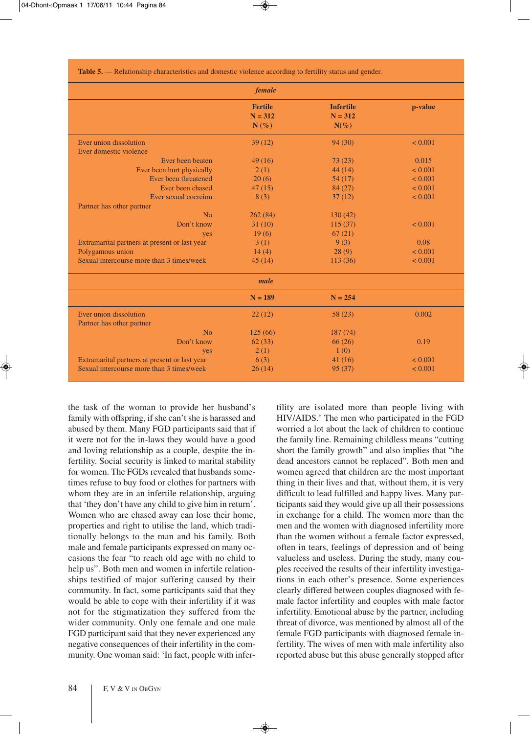**Table 5.** — Relationship characteristics and domestic violence according to fertility status and gender.

| | Fertile N = 312 N (%) | Infertile N = 312 N(%) | p-value |
|---|---|---|---|
| ***female*** | | | |
| Ever union dissolution | 39 (12) | 94 (30) | < 0.001 |
| Ever domestic violence | | | |
| Ever been beaten | 49 (16) | 73 (23) | 0.015 |
| Ever been hurt physically | 2 (1) | 44 (14) | < 0.001 |
| Ever been threatened | 20 (6) | 54 (17) | < 0.001 |
| Ever been chased | 47 (15) | 84 (27) | < 0.001 |
| Ever sexual coercion | 8 (3) | 37 (12) | < 0.001 |
| Partner has other partner | | | |
| No | 262 (84) | 130 (42) | |
| Don't know | 31 (10) | 115 (37) | < 0.001 |
| yes | 19 (6) | 67 (21) | |
| Extramarital partners at present or last year | 3 (1) | 9 (3) | 0.08 |
| Polygamous union | 14 (4) | 28 (9) | < 0.001 |
| Sexual intercourse more than 3 times/week | 45 (14) | 113 (36) | < 0.001 |
| ***male*** | | | |
| | N = 189 | N = 254 | |
| Ever union dissolution | 22 (12) | 58 (23) | 0.002 |
| Partner has other partner | | | |
| No | 125 (66) | 187 (74) | |
| Don't know | 62 (33) | 66 (26) | 0.19 |
| yes | 2 (1) | 1 (0) | |
| Extramarital partners at present or last year | 6 (3) | 41 (16) | < 0.001 |
| Sexual intercourse more than 3 times/week | 26 (14) | 95 (37) | < 0.001 |

the task of the woman to provide her husband's family with offspring, if she can't she is harassed and abused by them. Many FGD participants said that if it were not for the in-laws they would have a good and loving relationship as a couple, despite the infertility. Social security is linked to marital stability for women. The FGDs revealed that husbands sometimes refuse to buy food or clothes for partners with whom they are in an infertile relationship, arguing that 'they don't have any child to give him in return'. Women who are chased away can lose their home, properties and right to utilise the land, which traditionally belongs to the man and his family. Both male and female participants expressed on many occasions the fear "to reach old age with no child to help us". Both men and women in infertile relationships testified of major suffering caused by their community. In fact, some participants said that they would be able to cope with their infertility if it was not for the stigmatization they suffered from the wider community. Only one female and one male FGD participant said that they never experienced any negative consequences of their infertility in the community. One woman said: 'In fact, people with infertility are isolated more than people living with HIV/AIDS.' The men who participated in the FGD worried a lot about the lack of children to continue the family line. Remaining childless means "cutting short the family growth" and also implies that "the dead ancestors cannot be replaced". Both men and women agreed that children are the most important thing in their lives and that, without them, it is very difficult to lead fulfilled and happy lives. Many participants said they would give up all their possessions in exchange for a child. The women more than the men and the women with diagnosed infertility more than the women without a female factor expressed, often in tears, feelings of depression and of being valueless and useless. During the study, many couples received the results of their infertility investigations in each other's presence. Some experiences clearly differed between couples diagnosed with female factor infertility and couples with male factor infertility. Emotional abuse by the partner, including threat of divorce, was mentioned by almost all of the female FGD participants with diagnosed female infertility. The wives of men with male infertility also reported abuse but this abuse generally stopped after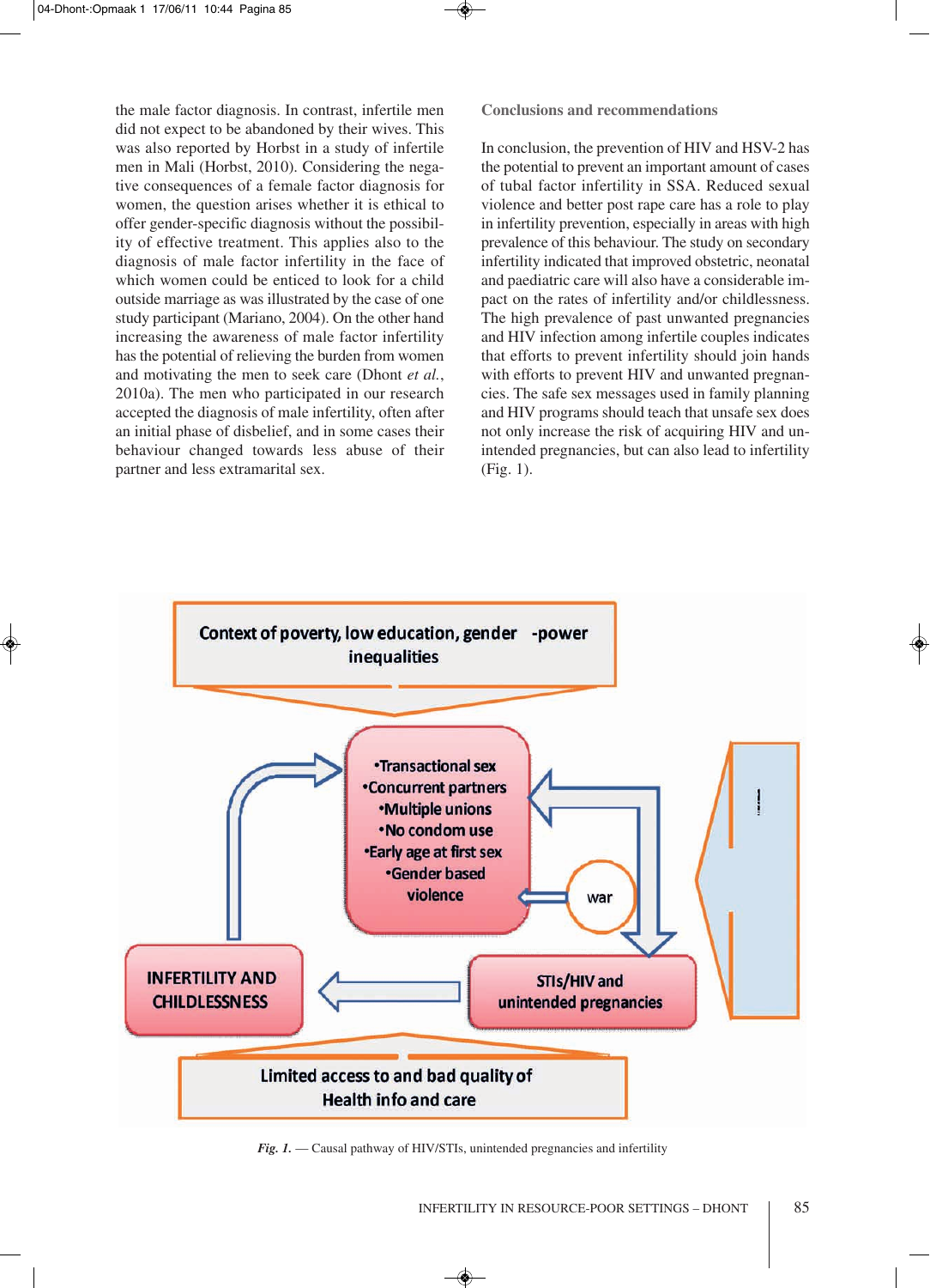the male factor diagnosis. In contrast, infertile men did not expect to be abandoned by their wives. This was also reported by Horbst in a study of infertile men in Mali (Horbst, 2010). Considering the negative consequences of a female factor diagnosis for women, the question arises whether it is ethical to offer gender-specific diagnosis without the possibility of effective treatment. This applies also to the diagnosis of male factor infertility in the face of which women could be enticed to look for a child outside marriage as was illustrated by the case of one study participant (Mariano, 2004). On the other hand increasing the awareness of male factor infertility has the potential of relieving the burden from women and motivating the men to seek care (Dhont *et al.*, 2010a). The men who participated in our research accepted the diagnosis of male infertility, often after an initial phase of disbelief, and in some cases their behaviour changed towards less abuse of their partner and less extramarital sex.

## Conclusions and recommendations

In conclusion, the prevention of HIV and HSV-2 has the potential to prevent an important amount of cases of tubal factor infertility in SSA. Reduced sexual violence and better post rape care has a role to play in infertility prevention, especially in areas with high prevalence of this behaviour. The study on secondary infertility indicated that improved obstetric, neonatal and paediatric care will also have a considerable impact on the rates of infertility and/or childlessness. The high prevalence of past unwanted pregnancies and HIV infection among infertile couples indicates that efforts to prevent infertility should join hands with efforts to prevent HIV and unwanted pregnancies. The safe sex messages used in family planning and HIV programs should teach that unsafe sex does not only increase the risk of acquiring HIV and unintended pregnancies, but can also lead to infertility (Fig. 1).

Context of poverty, low education, gender -power inequalities

•Transactional sex
•Concurrent partners
•Multiple unions
•No condom use
•Early age at first sex
•Gender based violence

war

INFERTILITY AND CHILDLESSNESS

STIs/HIV and unintended pregnancies

Limited access to and bad quality of Health info and care

*Fig. 1.* — Causal pathway of HIV/STIs, unintended pregnancies and infertility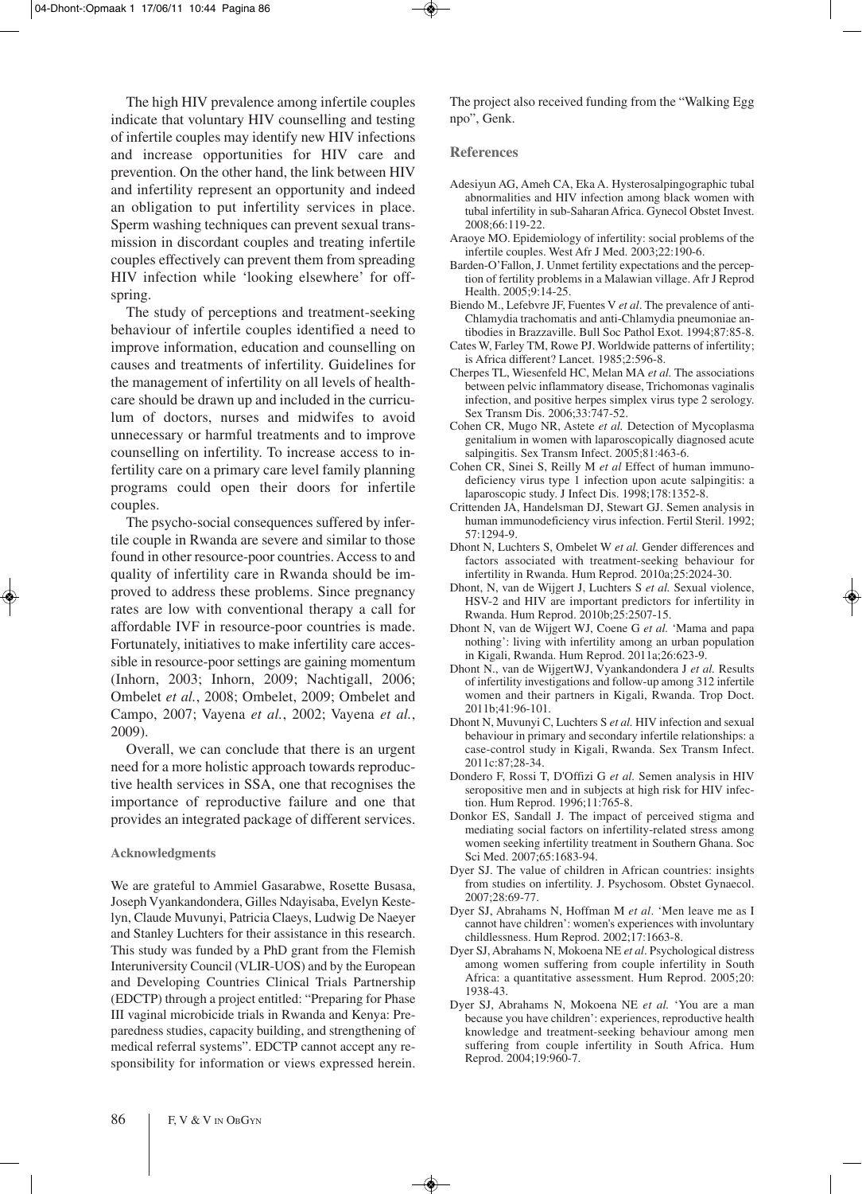The high HIV prevalence among infertile couples indicate that voluntary HIV counselling and testing of infertile couples may identify new HIV infections and increase opportunities for HIV care and prevention. On the other hand, the link between HIV and infertility represent an opportunity and indeed an obligation to put infertility services in place. Sperm washing techniques can prevent sexual transmission in discordant couples and treating infertile couples effectively can prevent them from spreading HIV infection while 'looking elsewhere' for offspring.

The study of perceptions and treatment-seeking behaviour of infertile couples identified a need to improve information, education and counselling on causes and treatments of infertility. Guidelines for the management of infertility on all levels of healthcare should be drawn up and included in the curriculum of doctors, nurses and midwifes to avoid unnecessary or harmful treatments and to improve counselling on infertility. To increase access to infertility care on a primary care level family planning programs could open their doors for infertile couples.

The psycho-social consequences suffered by infertile couple in Rwanda are severe and similar to those found in other resource-poor countries. Access to and quality of infertility care in Rwanda should be improved to address these problems. Since pregnancy rates are low with conventional therapy a call for affordable IVF in resource-poor countries is made. Fortunately, initiatives to make infertility care accessible in resource-poor settings are gaining momentum (Inhorn, 2003; Inhorn, 2009; Nachtigall, 2006; Ombelet *et al.*, 2008; Ombelet, 2009; Ombelet and Campo, 2007; Vayena *et al.*, 2002; Vayena *et al.*, 2009).

Overall, we can conclude that there is an urgent need for a more holistic approach towards reproductive health services in SSA, one that recognises the importance of reproductive failure and one that provides an integrated package of different services.

### Acknowledgments

We are grateful to Ammiel Gasarabwe, Rosette Busasa, Joseph Vyankandondera, Gilles Ndayisaba, Evelyn Kestelyn, Claude Muvunyi, Patricia Claeys, Ludwig De Naeyer and Stanley Luchters for their assistance in this research. This study was funded by a PhD grant from the Flemish Interuniversity Council (VLIR-UOS) and by the European and Developing Countries Clinical Trials Partnership (EDCTP) through a project entitled: "Preparing for Phase III vaginal microbicide trials in Rwanda and Kenya: Preparedness studies, capacity building, and strengthening of medical referral systems". EDCTP cannot accept any responsibility for information or views expressed herein. The project also received funding from the "Walking Egg npo", Genk.

## References

Adesiyun AG, Ameh CA, Eka A. Hysterosalpingographic tubal abnormalities and HIV infection among black women with tubal infertility in sub-Saharan Africa. Gynecol Obstet Invest. 2008;66:119-22.

Araoye MO. Epidemiology of infertility: social problems of the infertile couples. West Afr J Med. 2003;22:190-6.

Barden-O'Fallon, J. Unmet fertility expectations and the perception of fertility problems in a Malawian village. Afr J Reprod Health. 2005;9:14-25.

Biendo M., Lefebvre JF, Fuentes V *et al*. The prevalence of anti-Chlamydia trachomatis and anti-Chlamydia pneumoniae antibodies in Brazzaville. Bull Soc Pathol Exot. 1994;87:85-8.

Cates W, Farley TM, Rowe PJ. Worldwide patterns of infertility; is Africa different? Lancet. 1985;2:596-8.

Cherpes TL, Wiesenfeld HC, Melan MA *et al.* The associations between pelvic inflammatory disease, Trichomonas vaginalis infection, and positive herpes simplex virus type 2 serology. Sex Transm Dis. 2006;33:747-52.

Cohen CR, Mugo NR, Astete *et al.* Detection of Mycoplasma genitalium in women with laparoscopically diagnosed acute salpingitis. Sex Transm Infect. 2005;81:463-6.

Cohen CR, Sinei S, Reilly M *et al* Effect of human immunodeficiency virus type 1 infection upon acute salpingitis: a laparoscopic study. J Infect Dis. 1998;178:1352-8.

Crittenden JA, Handelsman DJ, Stewart GJ. Semen analysis in human immunodeficiency virus infection. Fertil Steril. 1992; 57:1294-9.

Dhont N, Luchters S, Ombelet W *et al.* Gender differences and factors associated with treatment-seeking behaviour for infertility in Rwanda. Hum Reprod. 2010a;25:2024-30.

Dhont, N, van de Wijgert J, Luchters S *et al.* Sexual violence, HSV-2 and HIV are important predictors for infertility in Rwanda. Hum Reprod. 2010b;25:2507-15.

Dhont N, van de Wijgert WJ, Coene G *et al.* 'Mama and papa nothing': living with infertility among an urban population in Kigali, Rwanda. Hum Reprod. 2011a;26:623-9.

Dhont N., van de WijgertWJ, Vyankandondera J *et al.* Results of infertility investigations and follow-up among 312 infertile women and their partners in Kigali, Rwanda. Trop Doct. 2011b;41:96-101.

Dhont N, Muvunyi C, Luchters S *et al.* HIV infection and sexual behaviour in primary and secondary infertile relationships: a case-control study in Kigali, Rwanda. Sex Transm Infect. 2011c:87;28-34.

Dondero F, Rossi T, D'Offizi G *et al.* Semen analysis in HIV seropositive men and in subjects at high risk for HIV infection. Hum Reprod. 1996;11:765-8.

Donkor ES, Sandall J. The impact of perceived stigma and mediating social factors on infertility-related stress among women seeking infertility treatment in Southern Ghana. Soc Sci Med. 2007;65:1683-94.

Dyer SJ. The value of children in African countries: insights from studies on infertility. J. Psychosom. Obstet Gynaecol. 2007;28:69-77.

Dyer SJ, Abrahams N, Hoffman M *et al*. 'Men leave me as I cannot have children': women's experiences with involuntary childlessness. Hum Reprod. 2002;17:1663-8.

Dyer SJ, Abrahams N, Mokoena NE *et al*. Psychological distress among women suffering from couple infertility in South Africa: a quantitative assessment. Hum Reprod. 2005;20: 1938-43.

Dyer SJ, Abrahams N, Mokoena NE *et al.* 'You are a man because you have children': experiences, reproductive health knowledge and treatment-seeking behaviour among men suffering from couple infertility in South Africa. Hum Reprod. 2004;19:960-7.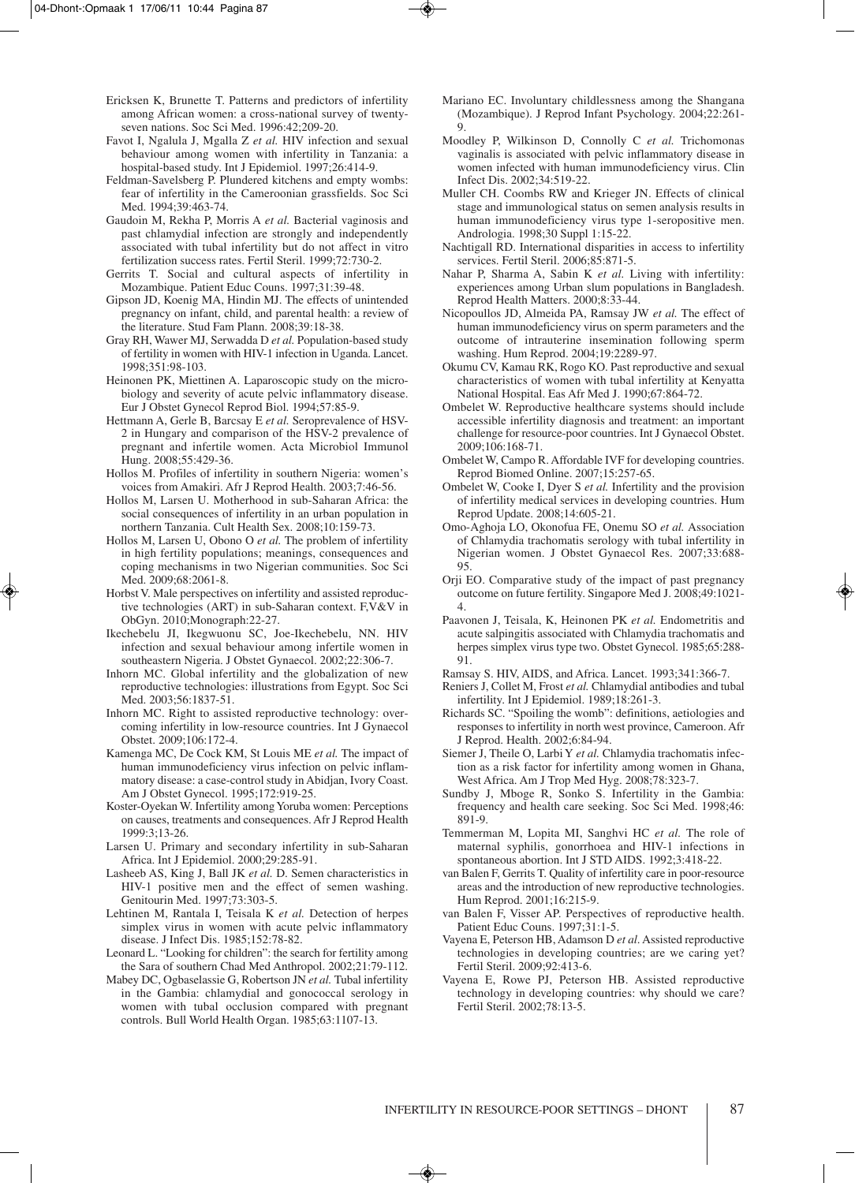Ericksen K, Brunette T. Patterns and predictors of infertility among African women: a cross-national survey of twenty-seven nations. Soc Sci Med. 1996:42;209-20.

Favot I, Ngalula J, Mgalla Z *et al.* HIV infection and sexual behaviour among women with infertility in Tanzania: a hospital-based study. Int J Epidemiol. 1997;26:414-9.

Feldman-Savelsberg P. Plundered kitchens and empty wombs: fear of infertility in the Cameroonian grassfields. Soc Sci Med. 1994;39:463-74.

Gaudoin M, Rekha P, Morris A *et al.* Bacterial vaginosis and past chlamydial infection are strongly and independently associated with tubal infertility but do not affect in vitro fertilization success rates. Fertil Steril. 1999;72:730-2.

Gerrits T. Social and cultural aspects of infertility in Mozambique. Patient Educ Couns. 1997;31:39-48.

Gipson JD, Koenig MA, Hindin MJ. The effects of unintended pregnancy on infant, child, and parental health: a review of the literature. Stud Fam Plann. 2008;39:18-38.

Gray RH, Wawer MJ, Serwadda D *et al.* Population-based study of fertility in women with HIV-1 infection in Uganda. Lancet. 1998;351:98-103.

Heinonen PK, Miettinen A. Laparoscopic study on the microbiology and severity of acute pelvic inflammatory disease. Eur J Obstet Gynecol Reprod Biol. 1994;57:85-9.

Hettmann A, Gerle B, Barcsay E *et al.* Seroprevalence of HSV-2 in Hungary and comparison of the HSV-2 prevalence of pregnant and infertile women. Acta Microbiol Immunol Hung. 2008;55:429-36.

Hollos M. Profiles of infertility in southern Nigeria: women's voices from Amakiri. Afr J Reprod Health. 2003;7:46-56.

Hollos M, Larsen U. Motherhood in sub-Saharan Africa: the social consequences of infertility in an urban population in northern Tanzania. Cult Health Sex. 2008;10:159-73.

Hollos M, Larsen U, Obono O *et al.* The problem of infertility in high fertility populations; meanings, consequences and coping mechanisms in two Nigerian communities. Soc Sci Med. 2009;68:2061-8.

Horbst V. Male perspectives on infertility and assisted reproductive technologies (ART) in sub-Saharan context. F,V&V in ObGyn. 2010;Monograph:22-27.

Ikechebelu JI, Ikegwuonu SC, Joe-Ikechebelu, NN. HIV infection and sexual behaviour among infertile women in southeastern Nigeria. J Obstet Gynaecol. 2002;22:306-7.

Inhorn MC. Global infertility and the globalization of new reproductive technologies: illustrations from Egypt. Soc Sci Med. 2003;56:1837-51.

Inhorn MC. Right to assisted reproductive technology: overcoming infertility in low-resource countries. Int J Gynaecol Obstet. 2009;106:172-4.

Kamenga MC, De Cock KM, St Louis ME *et al.* The impact of human immunodeficiency virus infection on pelvic inflammatory disease: a case-control study in Abidjan, Ivory Coast. Am J Obstet Gynecol. 1995;172:919-25.

Koster-Oyekan W. Infertility among Yoruba women: Perceptions on causes, treatments and consequences. Afr J Reprod Health 1999:3;13-26.

Larsen U. Primary and secondary infertility in sub-Saharan Africa. Int J Epidemiol. 2000;29:285-91.

Lasheeb AS, King J, Ball JK *et al.* D. Semen characteristics in HIV-1 positive men and the effect of semen washing. Genitourin Med. 1997;73:303-5.

Lehtinen M, Rantala I, Teisala K *et al.* Detection of herpes simplex virus in women with acute pelvic inflammatory disease. J Infect Dis. 1985;152:78-82.

Leonard L. "Looking for children": the search for fertility among the Sara of southern Chad Med Anthropol. 2002;21:79-112.

Mabey DC, Ogbaselassie G, Robertson JN *et al.* Tubal infertility in the Gambia: chlamydial and gonococcal serology in women with tubal occlusion compared with pregnant controls. Bull World Health Organ. 1985;63:1107-13.

Mariano EC. Involuntary childlessness among the Shangana (Mozambique). J Reprod Infant Psychology. 2004;22:261-9.

Moodley P, Wilkinson D, Connolly C *et al.* Trichomonas vaginalis is associated with pelvic inflammatory disease in women infected with human immunodeficiency virus. Clin Infect Dis. 2002;34:519-22.

Muller CH. Coombs RW and Krieger JN. Effects of clinical stage and immunological status on semen analysis results in human immunodeficiency virus type 1-seropositive men. Andrologia. 1998;30 Suppl 1:15-22.

Nachtigall RD. International disparities in access to infertility services. Fertil Steril. 2006;85:871-5.

Nahar P, Sharma A, Sabin K *et al.* Living with infertility: experiences among Urban slum populations in Bangladesh. Reprod Health Matters. 2000;8:33-44.

Nicopoullos JD, Almeida PA, Ramsay JW *et al.* The effect of human immunodeficiency virus on sperm parameters and the outcome of intrauterine insemination following sperm washing. Hum Reprod. 2004;19:2289-97.

Okumu CV, Kamau RK, Rogo KO. Past reproductive and sexual characteristics of women with tubal infertility at Kenyatta National Hospital. Eas Afr Med J. 1990;67:864-72.

Ombelet W. Reproductive healthcare systems should include accessible infertility diagnosis and treatment: an important challenge for resource-poor countries. Int J Gynaecol Obstet. 2009;106:168-71.

Ombelet W, Campo R. Affordable IVF for developing countries. Reprod Biomed Online. 2007;15:257-65.

Ombelet W, Cooke I, Dyer S *et al.* Infertility and the provision of infertility medical services in developing countries. Hum Reprod Update. 2008;14:605-21.

Omo-Aghoja LO, Okonofua FE, Onemu SO *et al.* Association of Chlamydia trachomatis serology with tubal infertility in Nigerian women. J Obstet Gynaecol Res. 2007;33:688-95.

Orji EO. Comparative study of the impact of past pregnancy outcome on future fertility. Singapore Med J. 2008;49:1021-4.

Paavonen J, Teisala, K, Heinonen PK *et al.* Endometritis and acute salpingitis associated with Chlamydia trachomatis and herpes simplex virus type two. Obstet Gynecol. 1985;65:288-91.

Ramsay S. HIV, AIDS, and Africa. Lancet. 1993;341:366-7.

Reniers J, Collet M, Frost *et al.* Chlamydial antibodies and tubal infertility. Int J Epidemiol. 1989;18:261-3.

Richards SC. "Spoiling the womb": definitions, aetiologies and responses to infertility in north west province, Cameroon. Afr J Reprod. Health. 2002;6:84-94.

Siemer J, Theile O, Larbi Y *et al.* Chlamydia trachomatis infection as a risk factor for infertility among women in Ghana, West Africa. Am J Trop Med Hyg. 2008;78:323-7.

Sundby J, Mboge R, Sonko S. Infertility in the Gambia: frequency and health care seeking. Soc Sci Med. 1998;46: 891-9.

Temmerman M, Lopita MI, Sanghvi HC *et al.* The role of maternal syphilis, gonorrhoea and HIV-1 infections in spontaneous abortion. Int J STD AIDS. 1992;3:418-22.

van Balen F, Gerrits T. Quality of infertility care in poor-resource areas and the introduction of new reproductive technologies. Hum Reprod. 2001;16:215-9.

van Balen F, Visser AP. Perspectives of reproductive health. Patient Educ Couns. 1997;31:1-5.

Vayena E, Peterson HB, Adamson D *et al.* Assisted reproductive technologies in developing countries; are we caring yet? Fertil Steril. 2009;92:413-6.

Vayena E, Rowe PJ, Peterson HB. Assisted reproductive technology in developing countries: why should we care? Fertil Steril. 2002;78:13-5.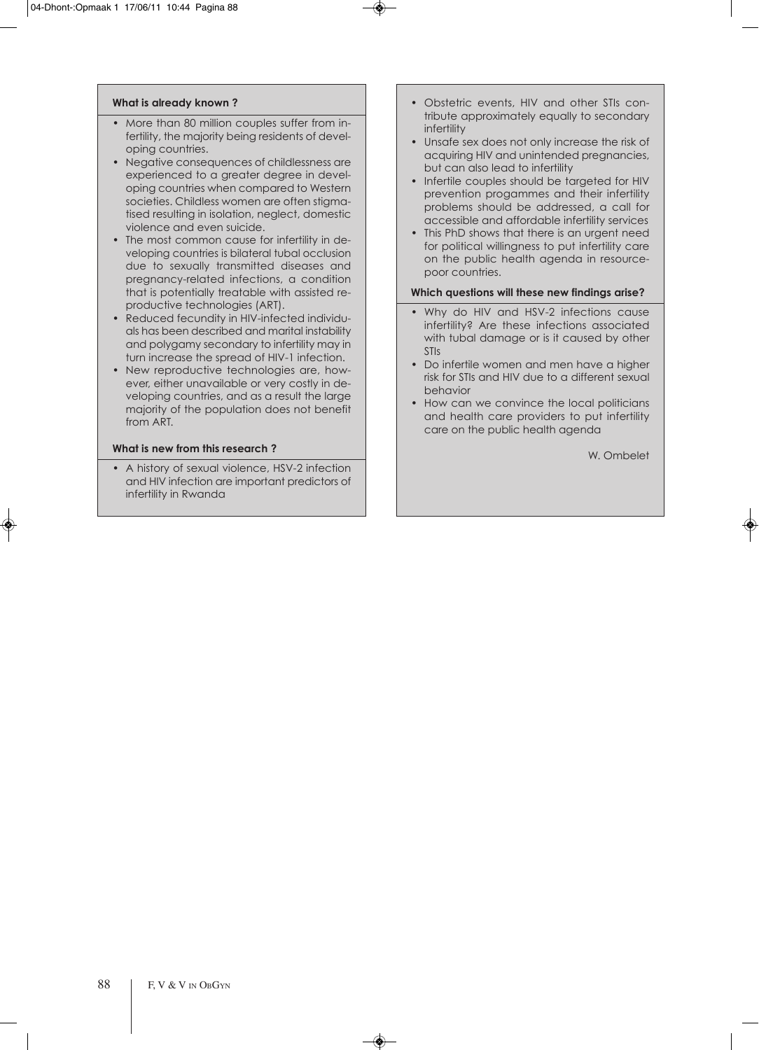### What is already known ?

- More than 80 million couples suffer from infertility, the majority being residents of developing countries.
- Negative consequences of childlessness are experienced to a greater degree in developing countries when compared to Western societies. Childless women are often stigmatised resulting in isolation, neglect, domestic violence and even suicide.
- The most common cause for infertility in developing countries is bilateral tubal occlusion due to sexually transmitted diseases and pregnancy-related infections, a condition that is potentially treatable with assisted reproductive technologies (ART).
- Reduced fecundity in HIV-infected individuals has been described and marital instability and polygamy secondary to infertility may in turn increase the spread of HIV-1 infection.
- New reproductive technologies are, however, either unavailable or very costly in developing countries, and as a result the large majority of the population does not benefit from ART.

### What is new from this research ?

- A history of sexual violence, HSV-2 infection and HIV infection are important predictors of infertility in Rwanda
- Obstetric events, HIV and other STIs contribute approximately equally to secondary infertility
- Unsafe sex does not only increase the risk of acquiring HIV and unintended pregnancies, but can also lead to infertility
- Infertile couples should be targeted for HIV prevention progammes and their infertility problems should be addressed, a call for accessible and affordable infertility services
- This PhD shows that there is an urgent need for political willingness to put infertility care on the public health agenda in resource-poor countries.

### Which questions will these new findings arise?

- Why do HIV and HSV-2 infections cause infertility? Are these infections associated with tubal damage or is it caused by other STIs
- Do infertile women and men have a higher risk for STIs and HIV due to a different sexual behavior
- How can we convince the local politicians and health care providers to put infertility care on the public health agenda

W. Ombelet